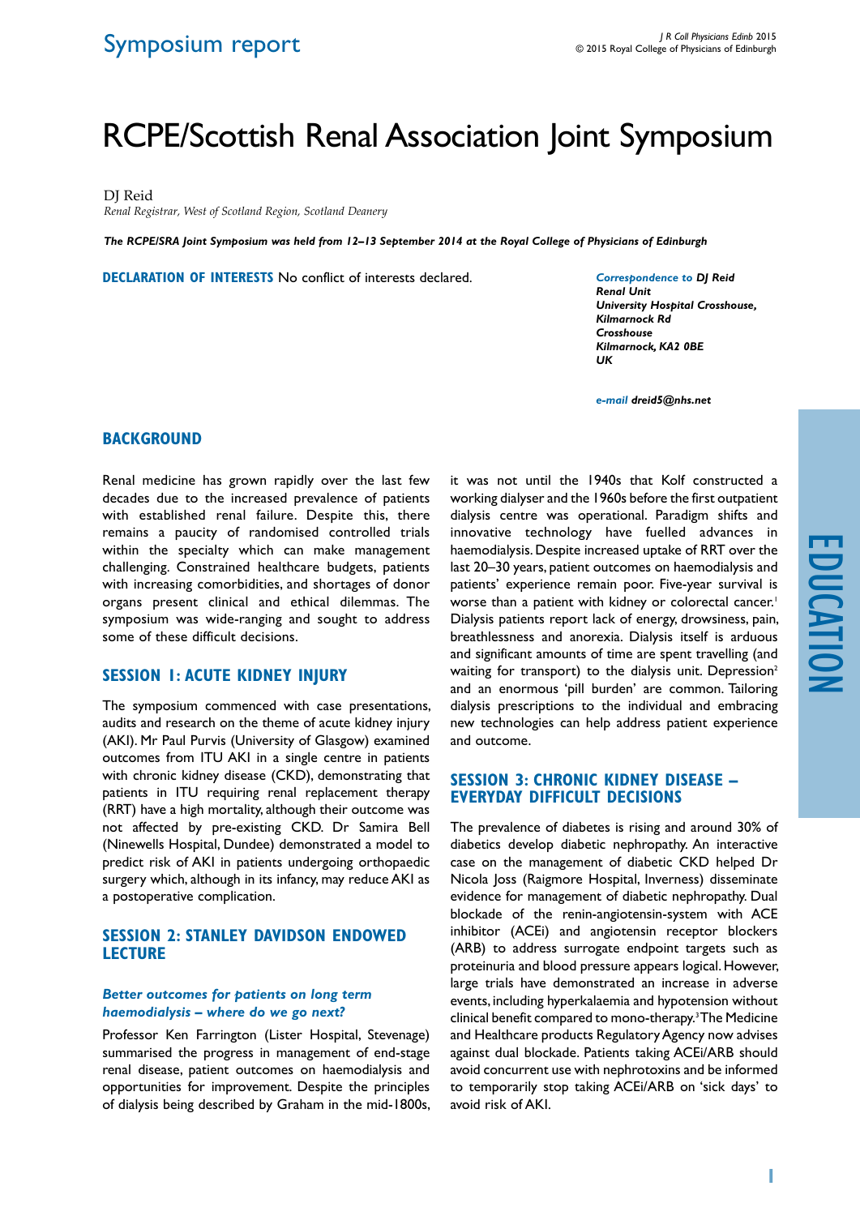Symposium report

# RCPE/Scottish Renal Association Joint Symposium

DJ Reid
*Renal Registrar, West of Scotland Region, Scotland Deanery*

***The RCPE/SRA Joint Symposium was held from 12–13 September 2014 at the Royal College of Physicians of Edinburgh***

**DECLARATION OF INTERESTS** No conflict of interests declared.

*Correspondence to* ***DJ Reid***
***Renal Unit***
***University Hospital Crosshouse,***
***Kilmarnock Rd***
***Crosshouse***
***Kilmarnock, KA2 0BE***
***UK***

*e-mail* ***dreid5@nhs.net***

## BACKGROUND

Renal medicine has grown rapidly over the last few decades due to the increased prevalence of patients with established renal failure. Despite this, there remains a paucity of randomised controlled trials within the specialty which can make management challenging. Constrained healthcare budgets, patients with increasing comorbidities, and shortages of donor organs present clinical and ethical dilemmas. The symposium was wide-ranging and sought to address some of these difficult decisions.

## SESSION 1: ACUTE KIDNEY INJURY

The symposium commenced with case presentations, audits and research on the theme of acute kidney injury (AKI). Mr Paul Purvis (University of Glasgow) examined outcomes from ITU AKI in a single centre in patients with chronic kidney disease (CKD), demonstrating that patients in ITU requiring renal replacement therapy (RRT) have a high mortality, although their outcome was not affected by pre-existing CKD. Dr Samira Bell (Ninewells Hospital, Dundee) demonstrated a model to predict risk of AKI in patients undergoing orthopaedic surgery which, although in its infancy, may reduce AKI as a postoperative complication.

## SESSION 2: STANLEY DAVIDSON ENDOWED LECTURE

### *Better outcomes for patients on long term haemodialysis – where do we go next?*

Professor Ken Farrington (Lister Hospital, Stevenage) summarised the progress in management of end-stage renal disease, patient outcomes on haemodialysis and opportunities for improvement. Despite the principles of dialysis being described by Graham in the mid-1800s, it was not until the 1940s that Kolf constructed a working dialyser and the 1960s before the first outpatient dialysis centre was operational. Paradigm shifts and innovative technology have fuelled advances in haemodialysis. Despite increased uptake of RRT over the last 20–30 years, patient outcomes on haemodialysis and patients' experience remain poor. Five-year survival is worse than a patient with kidney or colorectal cancer.[1] Dialysis patients report lack of energy, drowsiness, pain, breathlessness and anorexia. Dialysis itself is arduous and significant amounts of time are spent travelling (and waiting for transport) to the dialysis unit. Depression[2] and an enormous 'pill burden' are common. Tailoring dialysis prescriptions to the individual and embracing new technologies can help address patient experience and outcome.

## SESSION 3: CHRONIC KIDNEY DISEASE – EVERYDAY DIFFICULT DECISIONS

The prevalence of diabetes is rising and around 30% of diabetics develop diabetic nephropathy. An interactive case on the management of diabetic CKD helped Dr Nicola Joss (Raigmore Hospital, Inverness) disseminate evidence for management of diabetic nephropathy. Dual blockade of the renin-angiotensin-system with ACE inhibitor (ACEi) and angiotensin receptor blockers (ARB) to address surrogate endpoint targets such as proteinuria and blood pressure appears logical. However, large trials have demonstrated an increase in adverse events, including hyperkalaemia and hypotension without clinical benefit compared to mono-therapy.[3] The Medicine and Healthcare products Regulatory Agency now advises against dual blockade. Patients taking ACEi/ARB should avoid concurrent use with nephrotoxins and be informed to temporarily stop taking ACEi/ARB on 'sick days' to avoid risk of AKI.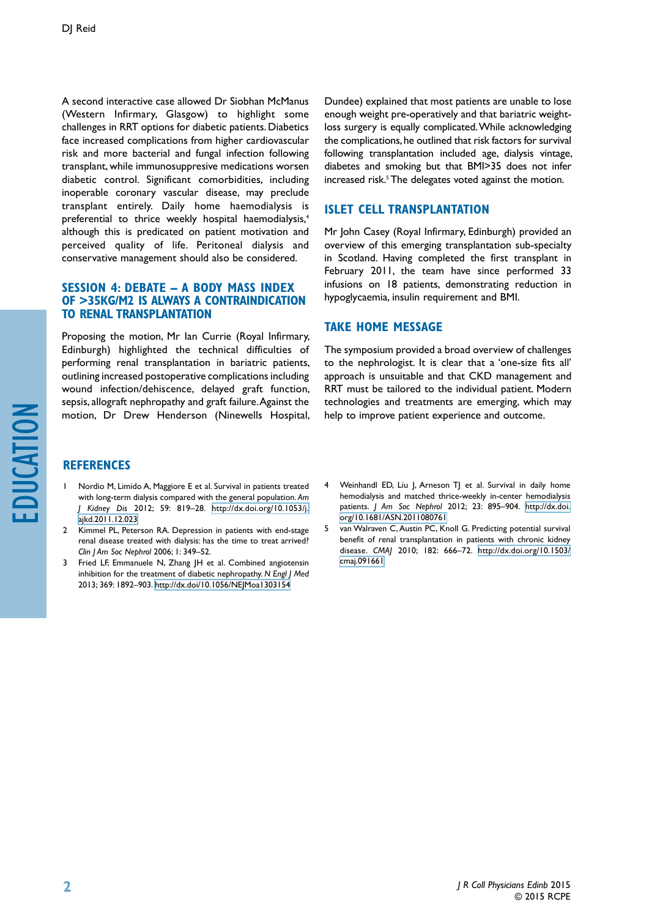A second interactive case allowed Dr Siobhan McManus (Western Infirmary, Glasgow) to highlight some challenges in RRT options for diabetic patients. Diabetics face increased complications from higher cardiovascular risk and more bacterial and fungal infection following transplant, while immunosuppresive medications worsen diabetic control. Significant comorbidities, including inoperable coronary vascular disease, may preclude transplant entirely. Daily home haemodialysis is preferential to thrice weekly hospital haemodialysis,[4] although this is predicated on patient motivation and perceived quality of life. Peritoneal dialysis and conservative management should also be considered.

## Session 4: Debate – A body mass index of >35kg/m2 is always a contraindication to renal transplantation

Proposing the motion, Mr Ian Currie (Royal Infirmary, Edinburgh) highlighted the technical difficulties of performing renal transplantation in bariatric patients, outlining increased postoperative complications including wound infection/dehiscence, delayed graft function, sepsis, allograft nephropathy and graft failure. Against the motion, Dr Drew Henderson (Ninewells Hospital, Dundee) explained that most patients are unable to lose enough weight pre-operatively and that bariatric weight-loss surgery is equally complicated. While acknowledging the complications, he outlined that risk factors for survival following transplantation included age, dialysis vintage, diabetes and smoking but that BMI>35 does not infer increased risk.[5] The delegates voted against the motion.

## Islet cell transplantation

Mr John Casey (Royal Infirmary, Edinburgh) provided an overview of this emerging transplantation sub-specialty in Scotland. Having completed the first transplant in February 2011, the team have since performed 33 infusions on 18 patients, demonstrating reduction in hypoglycaemia, insulin requirement and BMI.

## Take home message

The symposium provided a broad overview of challenges to the nephrologist. It is clear that a 'one-size fits all' approach is unsuitable and that CKD management and RRT must be tailored to the individual patient. Modern technologies and treatments are emerging, which may help to improve patient experience and outcome.

## References

1. Nordio M, Limido A, Maggiore E et al. Survival in patients treated with long-term dialysis compared with the general population. *Am J Kidney Dis* 2012; 59: 819–28. http://dx.doi.org/10.1053/j.ajkd.2011.12.023
2. Kimmel PL, Peterson RA. Depression in patients with end-stage renal disease treated with dialysis: has the time to treat arrived? *Clin J Am Soc Nephrol* 2006; 1: 349–52.
3. Fried LF, Emmanuele N, Zhang JH et al. Combined angiotensin inhibition for the treatment of diabetic nephropathy. *N Engl J Med* 2013; 369: 1892–903. http://dx.doi/10.1056/NEJMoa1303154
4. Weinhandl ED, Liu J, Arneson TJ et al. Survival in daily home hemodialysis and matched thrice-weekly in-center hemodialysis patients. *J Am Soc Nephrol* 2012; 23: 895–904. http://dx.doi.org/10.1681/ASN.2011080761
5. van Walraven C, Austin PC, Knoll G. Predicting potential survival benefit of renal transplantation in patients with chronic kidney disease. *CMAJ* 2010; 182: 666–72. http://dx.doi.org/10.1503/cmaj.091661